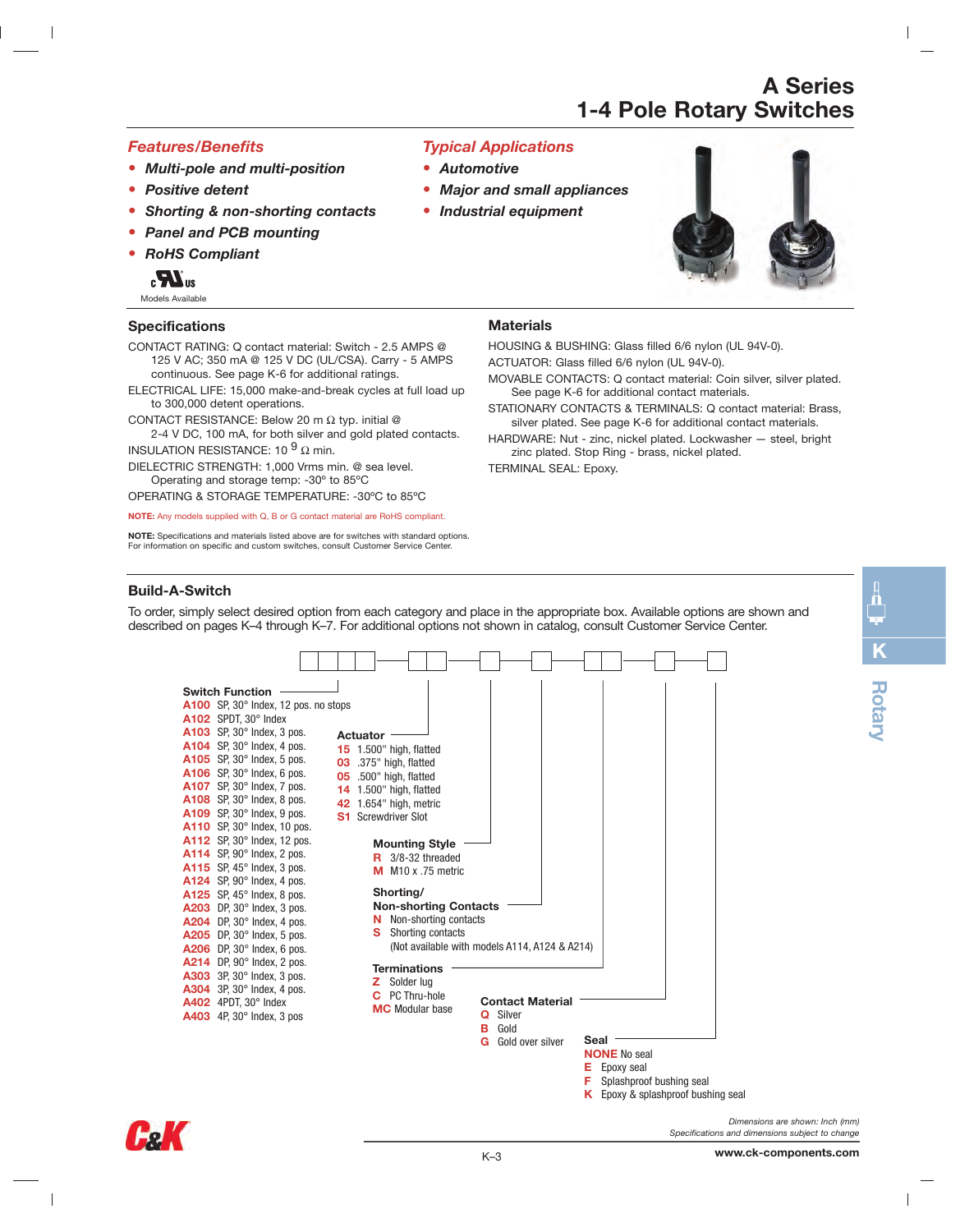# A Series
# 1-4 Pole Rotary Switches

## *Features/Benefits*

- ***Multi-pole and multi-position***
- ***Positive detent***
- ***Shorting & non-shorting contacts***
- ***Panel and PCB mounting***
- ***RoHS Compliant***

Models Available

## *Typical Applications*

- ***Automotive***
- ***Major and small appliances***
- ***Industrial equipment***

## Specifications

CONTACT RATING: Q contact material: Switch - 2.5 AMPS @ 125 V AC; 350 mA @ 125 V DC (UL/CSA). Carry - 5 AMPS continuous. See page K-6 for additional ratings.

ELECTRICAL LIFE: 15,000 make-and-break cycles at full load up to 300,000 detent operations.

CONTACT RESISTANCE: Below 20 m Ω typ. initial @ 2-4 V DC, 100 mA, for both silver and gold plated contacts.

INSULATION RESISTANCE: $10^9$ Ω min.

DIELECTRIC STRENGTH: 1,000 Vrms min. @ sea level. Operating and storage temp: -30º to 85ºC

OPERATING & STORAGE TEMPERATURE: -30ºC to 85ºC

**NOTE:** Any models supplied with Q, B or G contact material are RoHS compliant.

**NOTE:** Specifications and materials listed above are for switches with standard options. For information on specific and custom switches, consult Customer Service Center.

## Materials

HOUSING & BUSHING: Glass filled 6/6 nylon (UL 94V-0).

ACTUATOR: Glass filled 6/6 nylon (UL 94V-0).

MOVABLE CONTACTS: Q contact material: Coin silver, silver plated. See page K-6 for additional contact materials.

STATIONARY CONTACTS & TERMINALS: Q contact material: Brass, silver plated. See page K-6 for additional contact materials.

HARDWARE: Nut - zinc, nickel plated. Lockwasher — steel, bright zinc plated. Stop Ring - brass, nickel plated.

TERMINAL SEAL: Epoxy.

## Build-A-Switch

To order, simply select desired option from each category and place in the appropriate box. Available options are shown and described on pages K–4 through K–7. For additional options not shown in catalog, consult Customer Service Center.

### Switch Function

- **A100** SP, 30° Index, 12 pos. no stops
- **A102** SPDT, 30° Index
- **A103** SP, 30° Index, 3 pos.
- **A104** SP, 30° Index, 4 pos.
- **A105** SP, 30° Index, 5 pos.
- **A106** SP, 30° Index, 6 pos.
- **A107** SP, 30° Index, 7 pos.
- **A108** SP, 30° Index, 8 pos.
- **A109** SP, 30° Index, 9 pos.
- **A110** SP, 30° Index, 10 pos.
- **A112** SP, 30° Index, 12 pos.
- **A114** SP, 90° Index, 2 pos.
- **A115** SP, 45° Index, 3 pos.
- **A124** SP, 90° Index, 4 pos.
- **A125** SP, 45° Index, 8 pos.
- **A203** DP, 30° Index, 3 pos.
- **A204** DP, 30° Index, 4 pos.
- **A205** DP, 30° Index, 5 pos.
- **A206** DP, 30° Index, 6 pos.
- **A214** DP, 90° Index, 2 pos.
- **A303** 3P, 30° Index, 3 pos.
- **A304** 3P, 30° Index, 4 pos.
- **A402** 4PDT, 30° Index
- **A403** 4P, 30° Index, 3 pos

### Actuator

- **15** 1.500" high, flatted
- **03** .375" high, flatted
- **05** .500" high, flatted
- **14** 1.500" high, flatted
- **42** 1.654" high, metric
- **S1** Screwdriver Slot

### Mounting Style

- **R** 3/8-32 threaded
- **M** M10 x .75 metric

### Shorting/Non-shorting Contacts

- **N** Non-shorting contacts
- **S** Shorting contacts (Not available with models A114, A124 & A214)

### Terminations

- **Z** Solder lug
- **C** PC Thru-hole
- **MC** Modular base

### Contact Material

- **Q** Silver
- **B** Gold
- **G** Gold over silver

### Seal

- **NONE** No seal
- **E** Epoxy seal
- **F** Splashproof bushing seal
- **K** Epoxy & splashproof bushing seal

*Dimensions are shown: Inch (mm)*
*Specifications and dimensions subject to change*

www.ck-components.com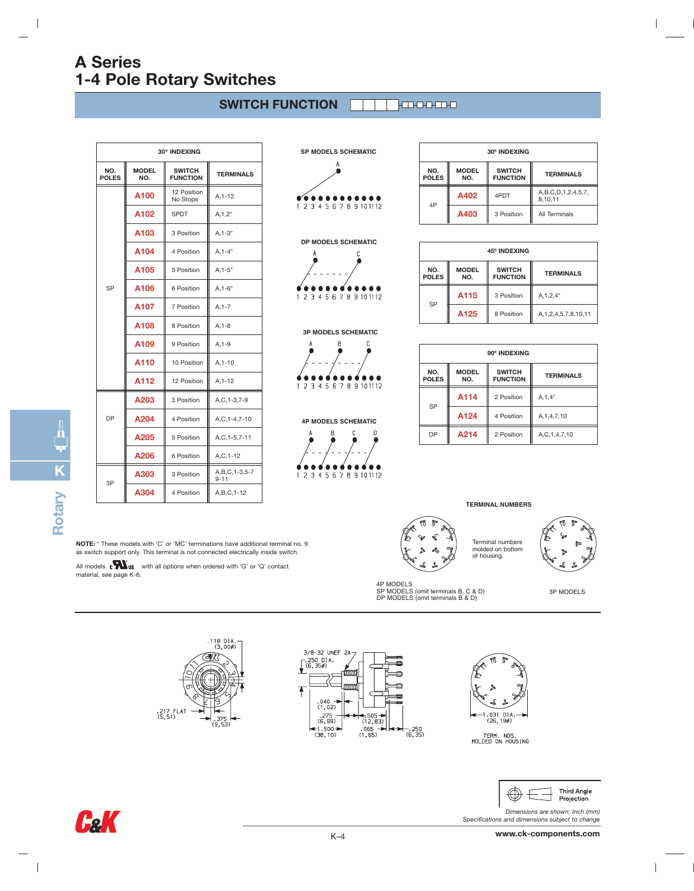# A Series
# 1-4 Pole Rotary Switches

## SWITCH FUNCTION

| 30° INDEXING | | | |
|---|---|---|---|
| NO. POLES | MODEL NO. | SWITCH FUNCTION | TERMINALS |
| SP | A100 | 12 Position No Stops | A,1-12 |
| | A102 | SPDT | A,1,2* |
| | A103 | 3 Position | A,1-3* |
| | A104 | 4 Position | A,1-4* |
| | A105 | 5 Position | A,1-5* |
| | A106 | 6 Position | A,1-6* |
| | A107 | 7 Position | A,1-7 |
| | A108 | 8 Position | A,1-8 |
| | A109 | 9 Position | A,1-9 |
| | A110 | 10 Position | A,1-10 |
| | A112 | 12 Position | A,1-12 |
| DP | A203 | 3 Position | A,C,1-3,7-9 |
| | A204 | 4 Position | A,C,1-4,7-10 |
| | A205 | 5 Position | A,C,1-5,7-11 |
| | A206 | 6 Position | A,C,1-12 |
| 3P | A303 | 3 Position | A,B,C,1-3,5-7 9-11 |
| | A304 | 4 Position | A,B,C,1-12 |

SP MODELS SCHEMATIC

DP MODELS SCHEMATIC

3P MODELS SCHEMATIC

4P MODELS SCHEMATIC

| 30° INDEXING | | | |
|---|---|---|---|
| NO. POLES | MODEL NO. | SWITCH FUNCTION | TERMINALS |
| 4P | A402 | 4PDT | A,B,C,D,1,2,4,5,7, 8,10,11 |
| | A403 | 3 Position | All Terminals |

| 45° INDEXING | | | |
|---|---|---|---|
| NO. POLES | MODEL NO. | SWITCH FUNCTION | TERMINALS |
| SP | A115 | 3 Position | A,1,2,4* |
| | A125 | 8 Position | A,1,2,4,5,7,8,10,11 |

| 90° INDEXING | | | |
|---|---|---|---|
| NO. POLES | MODEL NO. | SWITCH FUNCTION | TERMINALS |
| SP | A114 | 2 Position | A,1,4* |
| | A124 | 4 Position | A,1,4,7,10 |
| DP | A214 | 2 Position | A,C,1,4,7,10 |

**NOTE:** * These models with 'C' or 'MC' terminations have additional terminal no. 9 as switch support only. This terminal is not connected electrically inside switch.

All models c UL us with all options when ordered with 'G' or 'Q' contact material, see page K-6.

### TERMINAL NUMBERS

Terminal numbers molded on bottom of housing.

4P MODELS
SP MODELS (omit terminals B, C & D)
DP MODELS (omit terminals B & D)

3P MODELS

.118 DIA. (3,00Ø)

.217 FLAT (5,51)

.375 (9,53)

3/8-32 UNEF 2A

.250 DIA. (6,35Ø)

.040 (1,02)

.275 (6,99)

.505 (12,83)

1.500 (38,10)

.065 (1,65)

.250 (6,35)

1.031 DIA. (26,19Ø)

TERM. NOS. MOLDED ON HOUSING

Third Angle Projection

*Dimensions are shown: Inch (mm)*
*Specifications and dimensions subject to change*

www.ck-components.com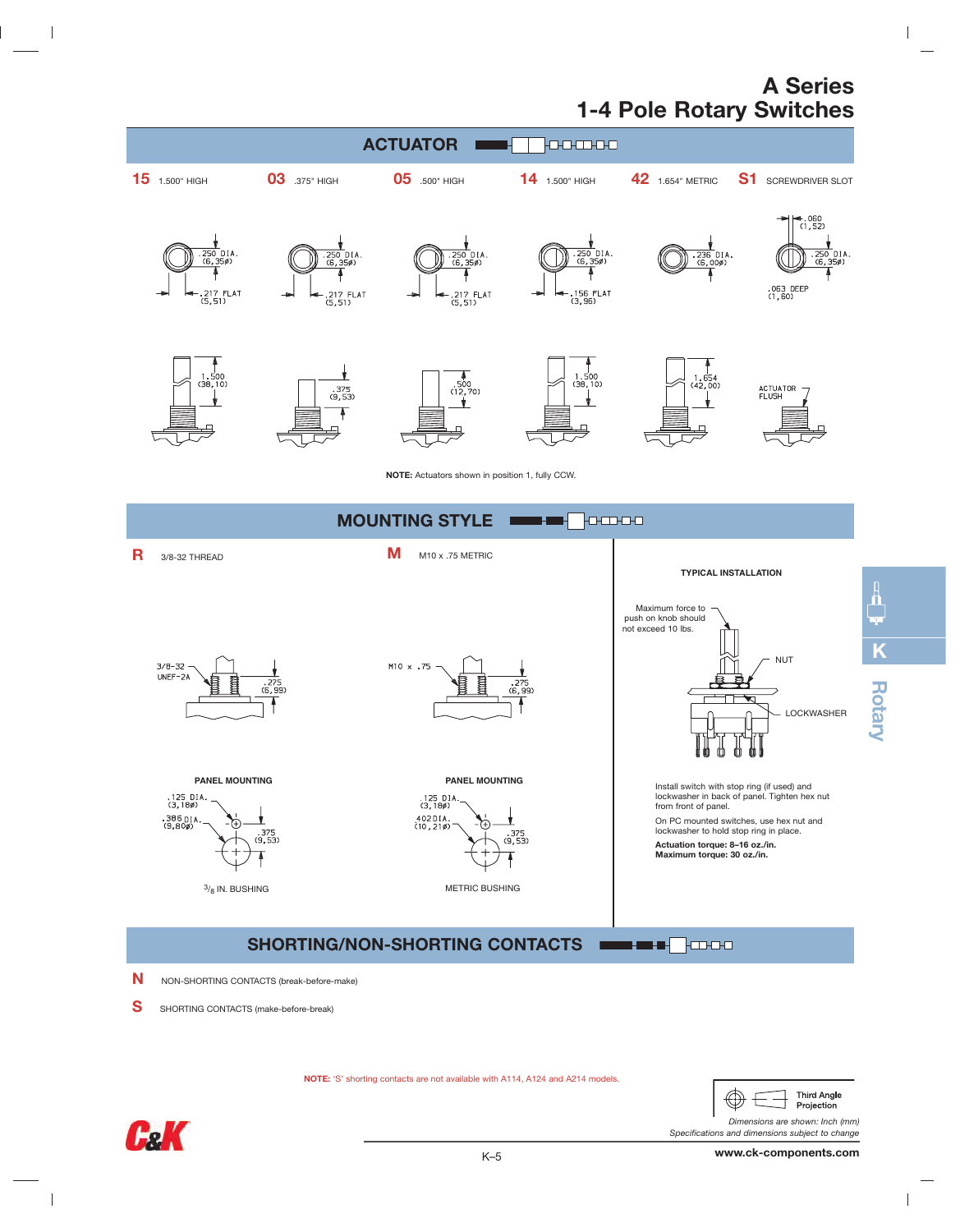# A Series
# 1-4 Pole Rotary Switches

## ACTUATOR

**15** 1.500" HIGH

.250 DIA. (6,35⌀)
.217 FLAT (5,51)
1.500 (38,10)

**03** .375" HIGH

.250 DIA. (6,35⌀)
.217 FLAT (5,51)
.375 (9,53)

**05** .500" HIGH

.250 DIA. (6,35⌀)
.217 FLAT (5,51)
.500 (12,70)

**14** 1.500" HIGH

.250 DIA. (6,35⌀)
.156 FLAT (3,96)
1.500 (38,10)

**42** 1.654" METRIC

.236 DIA. (6,00⌀)
1.654 (42,00)

**S1** SCREWDRIVER SLOT

.060 (1,52)
.250 DIA. (6,35⌀)
.063 DEEP (1,60)
ACTUATOR FLUSH

**NOTE:** Actuators shown in position 1, fully CCW.

## MOUNTING STYLE

**R** 3/8-32 THREAD

3/8-32 UNEF-2A
.275 (6,99)

PANEL MOUNTING

.125 DIA. (3,18⌀)
.386 DIA. (9,80⌀)
.375 (9,53)

3/8 IN. BUSHING

**M** M10 x .75 METRIC

M10 x .75
.275 (6,99)

PANEL MOUNTING

.125 DIA. (3,18⌀)
.402 DIA. (10,21⌀)
.375 (9,53)

METRIC BUSHING

**TYPICAL INSTALLATION**

Maximum force to push on knob should not exceed 10 lbs.

NUT

LOCKWASHER

Install switch with stop ring (if used) and lockwasher in back of panel. Tighten hex nut from front of panel.

On PC mounted switches, use hex nut and lockwasher to hold stop ring in place.

**Actuation torque: 8–16 oz./in.**
**Maximum torque: 30 oz./in.**

## SHORTING/NON-SHORTING CONTACTS

**N** NON-SHORTING CONTACTS (break-before-make)

**S** SHORTING CONTACTS (make-before-break)

**NOTE:** 'S' shorting contacts are not available with A114, A124 and A214 models.

Third Angle Projection

*Dimensions are shown: Inch (mm)*
*Specifications and dimensions subject to change*

K
Rotary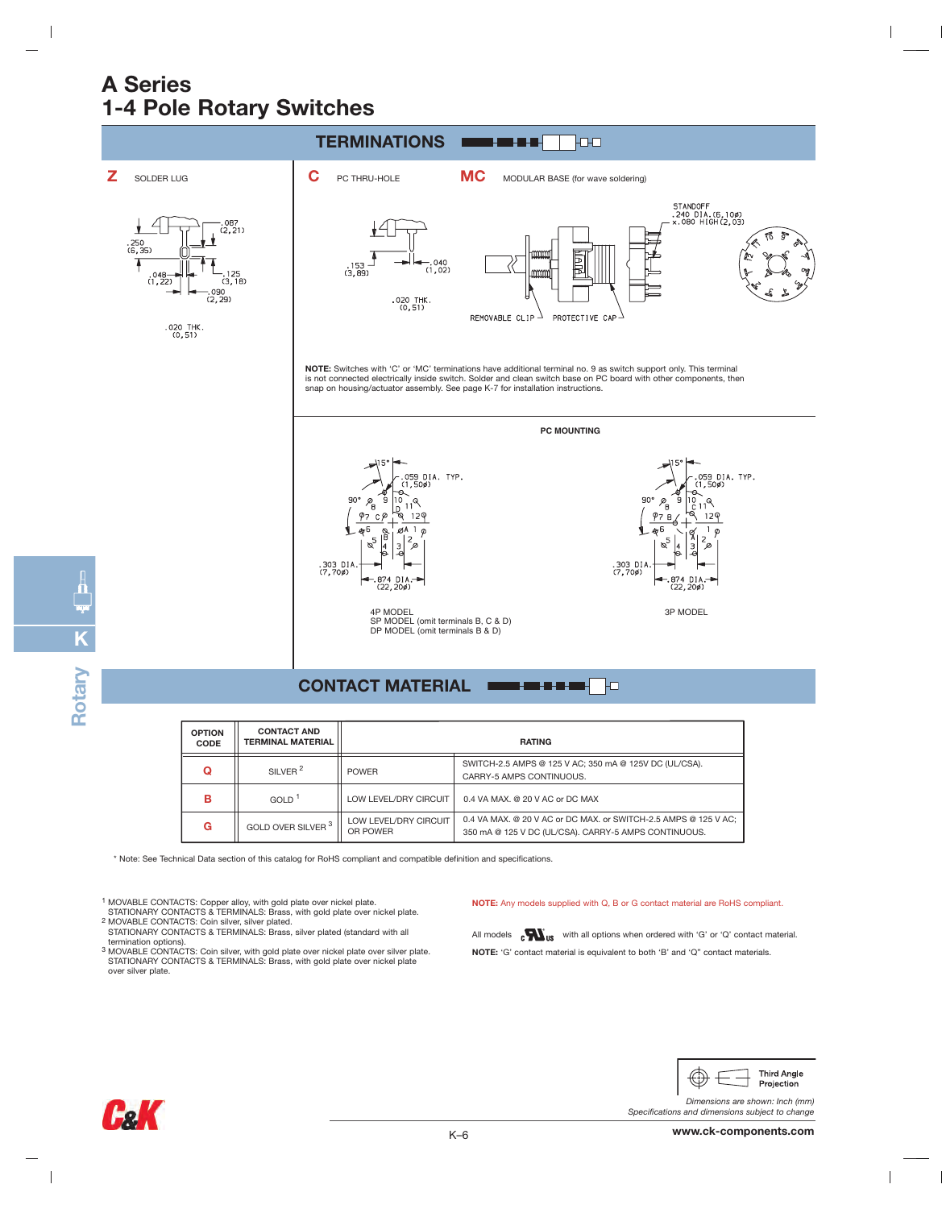# A Series
# 1-4 Pole Rotary Switches

## TERMINATIONS

**Z** SOLDER LUG

.087 (2,21)
.250 (6,35)
.048 (1,22)
.125 (3,18)
.090 (2,29)
.020 THK. (0,51)

**C** PC THRU-HOLE

.153 (3,89)
.040 (1,02)
.020 THK. (0,51)

**MC** MODULAR BASE (for wave soldering)

STANDOFF .240 DIA.(6,10ø) x.080 HIGH(2,03)

REMOVABLE CLIP

PROTECTIVE CAP

**NOTE:** Switches with 'C' or 'MC' terminations have additional terminal no. 9 as switch support only. This terminal is not connected electrically inside switch. Solder and clean switch base on PC board with other components, then snap on housing/actuator assembly. See page K-7 for installation instructions.

### PC MOUNTING

15°
.059 DIA. TYP. (1,50ø)
90°
.303 DIA. (7,70ø)
.874 DIA. (22,20ø)

4P MODEL
SP MODEL (omit terminals B, C & D)
DP MODEL (omit terminals B & D)

3P MODEL

## CONTACT MATERIAL

| OPTION CODE | CONTACT AND TERMINAL MATERIAL | RATING | |
|---|---|---|---|
| **Q** | SILVER [2] | POWER | SWITCH-2.5 AMPS @ 125 V AC; 350 mA @ 125V DC (UL/CSA). CARRY-5 AMPS CONTINUOUS. |
| **B** | GOLD [1] | LOW LEVEL/DRY CIRCUIT | 0.4 VA MAX. @ 20 V AC or DC MAX |
| **G** | GOLD OVER SILVER [3] | LOW LEVEL/DRY CIRCUIT OR POWER | 0.4 VA MAX. @ 20 V AC or DC MAX. or SWITCH-2.5 AMPS @ 125 V AC; 350 mA @ 125 V DC (UL/CSA). CARRY-5 AMPS CONTINUOUS. |

* Note: See Technical Data section of this catalog for RoHS compliant and compatible definition and specifications.

[1] MOVABLE CONTACTS: Copper alloy, with gold plate over nickel plate.
STATIONARY CONTACTS & TERMINALS: Brass, with gold plate over nickel plate.

[2] MOVABLE CONTACTS: Coin silver, silver plated.
STATIONARY CONTACTS & TERMINALS: Brass, silver plated (standard with all termination options).

[3] MOVABLE CONTACTS: Coin silver, with gold plate over nickel plate over silver plate.
STATIONARY CONTACTS & TERMINALS: Brass, with gold plate over nickel plate over silver plate.

**NOTE:** Any models supplied with Q, B or G contact material are RoHS compliant.

All models cULus with all options when ordered with 'G' or 'Q' contact material.

**NOTE:** 'G' contact material is equivalent to both 'B' and "Q" contact materials.

Third Angle Projection

*Dimensions are shown: Inch (mm)*
*Specifications and dimensions subject to change*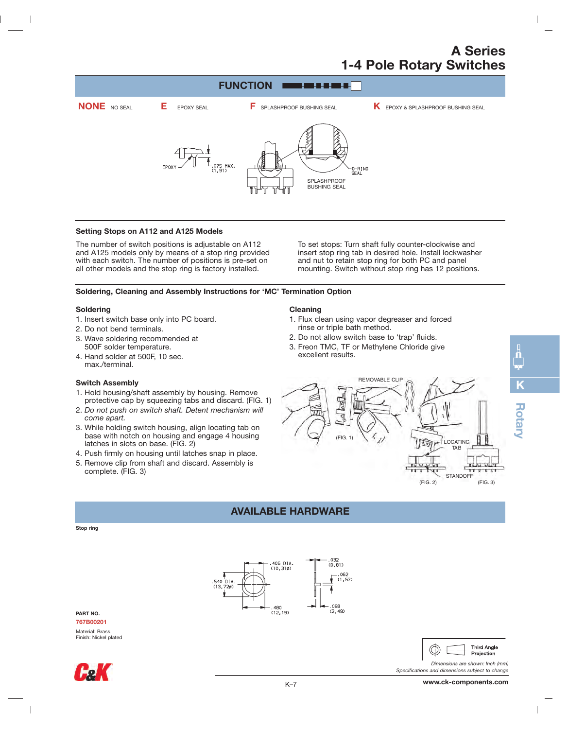# A Series
## 1-4 Pole Rotary Switches

## FUNCTION

**NONE** NO SEAL

**E** EPOXY SEAL

**F** SPLASHPROOF BUSHING SEAL

**K** EPOXY & SPLASHPROOF BUSHING SEAL

EPOXY

.075 MAX. (1,91)

O-RING SEAL

SPLASHPROOF BUSHING SEAL

### Setting Stops on A112 and A125 Models

The number of switch positions is adjustable on A112 and A125 models only by means of a stop ring provided with each switch. The number of positions is pre-set on all other models and the stop ring is factory installed.

To set stops: Turn shaft fully counter-clockwise and insert stop ring tab in desired hole. Install lockwasher and nut to retain stop ring for both PC and panel mounting. Switch without stop ring has 12 positions.

### Soldering, Cleaning and Assembly Instructions for 'MC' Termination Option

#### Soldering

1. Insert switch base only into PC board.
2. Do not bend terminals.
3. Wave soldering recommended at 500F solder temperature.
4. Hand solder at 500F, 10 sec. max./terminal.

#### Cleaning

1. Flux clean using vapor degreaser and forced rinse or triple bath method.
2. Do not allow switch base to 'trap' fluids.
3. Freon TMC, TF or Methylene Chloride give excellent results.

#### Switch Assembly

1. Hold housing/shaft assembly by housing. Remove protective cap by squeezing tabs and discard. (FIG. 1)
2. *Do not push on switch shaft. Detent mechanism will come apart.*
3. While holding switch housing, align locating tab on base with notch on housing and engage 4 housing latches in slots on base. (FIG. 2)
4. Push firmly on housing until latches snap in place.
5. Remove clip from shaft and discard. Assembly is complete. (FIG. 3)

REMOVABLE CLIP

(FIG. 1)

LOCATING TAB

STANDOFF

(FIG. 2)

(FIG. 3)

## AVAILABLE HARDWARE

**Stop ring**

.406 DIA. (10,31Ø)

.540 DIA. (13,72Ø)

.480 (12,19)

.032 (0,81)

.062 (1,57)

.098 (2,49)

**PART NO.**

**767B00201**

Material: Brass

Finish: Nickel plated

Third Angle Projection

*Dimensions are shown: Inch (mm)*

*Specifications and dimensions subject to change*

K

Rotary